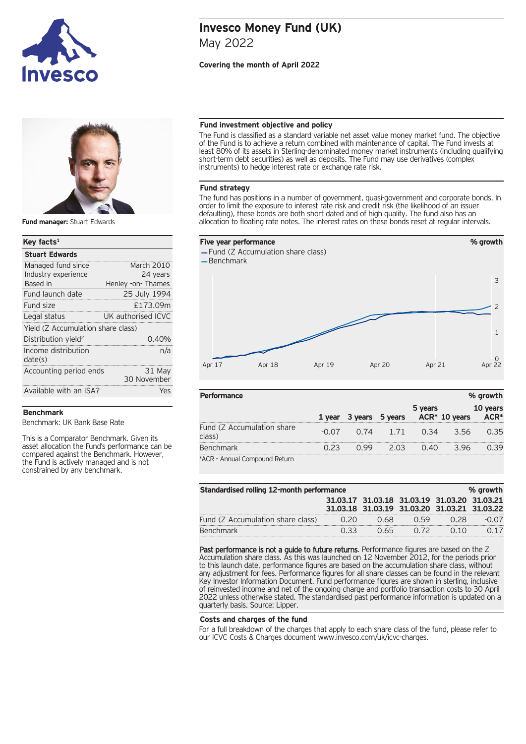# Invesco Money Fund (UK)

May 2022

**Covering the month of April 2022**

**Fund manager:** Stuart Edwards

## Key facts[1]

| **Stuart Edwards** | |
|---|---|
| Managed fund since | March 2010 |
| Industry experience | 24 years |
| Based in | Henley -on- Thames |
| Fund launch date | 25 July 1994 |
| Fund size | £173.09m |
| Legal status | UK authorised ICVC |
| Yield (Z Accumulation share class) | |
| Distribution yield[2] | 0.40% |
| Income distribution date(s) | n/a |
| Accounting period ends | 31 May 30 November |
| Available with an ISA? | Yes |

## Benchmark

Benchmark: UK Bank Base Rate

This is a Comparator Benchmark. Given its asset allocation the Fund's performance can be compared against the Benchmark. However, the Fund is actively managed and is not constrained by any benchmark.

## Fund investment objective and policy

The Fund is classified as a standard variable net asset value money market fund. The objective of the Fund is to achieve a return combined with maintenance of capital. The Fund invests at least 80% of its assets in Sterling-denominated money market instruments (including qualifying short-term debt securities) as well as deposits. The Fund may use derivatives (complex instruments) to hedge interest rate or exchange rate risk.

## Fund strategy

The fund has positions in a number of government, quasi-government and corporate bonds. In order to limit the exposure to interest rate risk and credit risk (the likelihood of an issuer defaulting), these bonds are both short dated and of high quality. The fund also has an allocation to floating rate notes. The interest rates on these bonds reset at regular intervals.

## Five year performance

% growth

- Fund (Z Accumulation share class)
- Benchmark

## Performance

% growth

| | 1 year | 3 years | 5 years | 5 years ACR* | 10 years | 10 years ACR* |
|---|---|---|---|---|---|---|
| Fund (Z Accumulation share class) | -0.07 | 0.74 | 1.71 | 0.34 | 3.56 | 0.35 |
| Benchmark | 0.23 | 0.99 | 2.03 | 0.40 | 3.96 | 0.39 |

*ACR - Annual Compound Return

## Standardised rolling 12-month performance

% growth

| | 31.03.17 31.03.18 | 31.03.18 31.03.19 | 31.03.19 31.03.20 | 31.03.20 31.03.21 | 31.03.21 31.03.22 |
|---|---|---|---|---|---|
| Fund (Z Accumulation share class) | 0.20 | 0.68 | 0.59 | 0.28 | -0.07 |
| Benchmark | 0.33 | 0.65 | 0.72 | 0.10 | 0.17 |

**Past performance is not a guide to future returns**. Performance figures are based on the Z Accumulation share class. As this was launched on 12 November 2012, for the periods prior to this launch date, performance figures are based on the accumulation share class, without any adjustment for fees. Performance figures for all share classes can be found in the relevant Key Investor Information Document. Fund performance figures are shown in sterling, inclusive of reinvested income and net of the ongoing charge and portfolio transaction costs to 30 April 2022 unless otherwise stated. The standardised past performance information is updated on a quarterly basis. Source: Lipper.

## Costs and charges of the fund

For a full breakdown of the charges that apply to each share class of the fund, please refer to our ICVC Costs & Charges document www.invesco.com/uk/icvc-charges.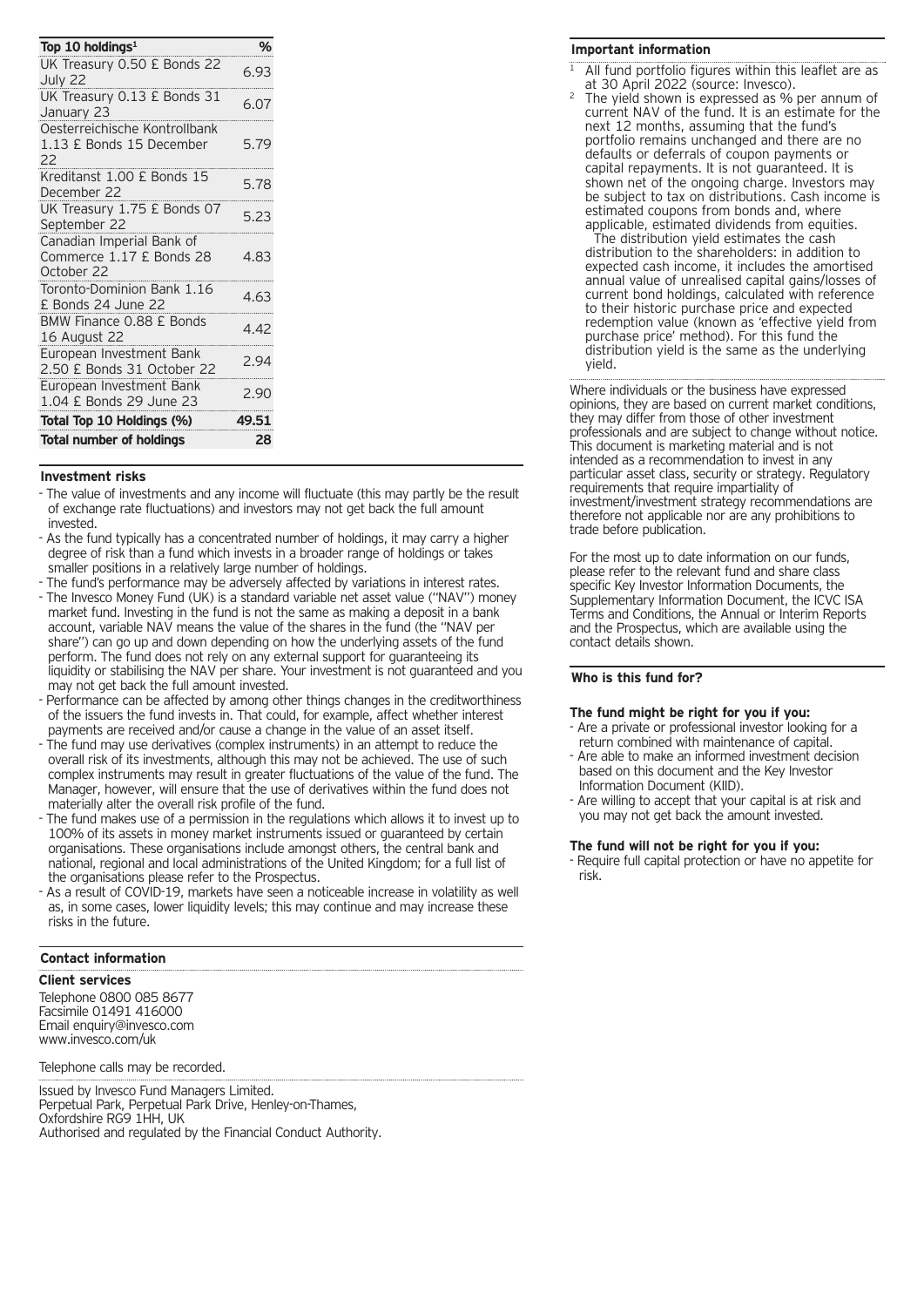| Top 10 holdings[1] | % |
|---|---|
| UK Treasury 0.50 £ Bonds 22 July 22 | 6.93 |
| UK Treasury 0.13 £ Bonds 31 January 23 | 6.07 |
| Oesterreichische Kontrollbank 1.13 £ Bonds 15 December 22 | 5.79 |
| Kreditanst 1.00 £ Bonds 15 December 22 | 5.78 |
| UK Treasury 1.75 £ Bonds 07 September 22 | 5.23 |
| Canadian Imperial Bank of Commerce 1.17 £ Bonds 28 October 22 | 4.83 |
| Toronto-Dominion Bank 1.16 £ Bonds 24 June 22 | 4.63 |
| BMW Finance 0.88 £ Bonds 16 August 22 | 4.42 |
| European Investment Bank 2.50 £ Bonds 31 October 22 | 2.94 |
| European Investment Bank 1.04 £ Bonds 29 June 23 | 2.90 |
| **Total Top 10 Holdings (%)** | **49.51** |
| **Total number of holdings** | **28** |

## Investment risks

- The value of investments and any income will fluctuate (this may partly be the result of exchange rate fluctuations) and investors may not get back the full amount invested.
- As the fund typically has a concentrated number of holdings, it may carry a higher degree of risk than a fund which invests in a broader range of holdings or takes smaller positions in a relatively large number of holdings.
- The fund's performance may be adversely affected by variations in interest rates.
- The Invesco Money Fund (UK) is a standard variable net asset value ("NAV") money market fund. Investing in the fund is not the same as making a deposit in a bank account, variable NAV means the value of the shares in the fund (the "NAV per share") can go up and down depending on how the underlying assets of the fund perform. The fund does not rely on any external support for guaranteeing its liquidity or stabilising the NAV per share. Your investment is not guaranteed and you may not get back the full amount invested.
- Performance can be affected by among other things changes in the creditworthiness of the issuers the fund invests in. That could, for example, affect whether interest payments are received and/or cause a change in the value of an asset itself.
- The fund may use derivatives (complex instruments) in an attempt to reduce the overall risk of its investments, although this may not be achieved. The use of such complex instruments may result in greater fluctuations of the value of the fund. The Manager, however, will ensure that the use of derivatives within the fund does not materially alter the overall risk profile of the fund.
- The fund makes use of a permission in the regulations which allows it to invest up to 100% of its assets in money market instruments issued or guaranteed by certain organisations. These organisations include amongst others, the central bank and national, regional and local administrations of the United Kingdom; for a full list of the organisations please refer to the Prospectus.
- As a result of COVID-19, markets have seen a noticeable increase in volatility as well as, in some cases, lower liquidity levels; this may continue and may increase these risks in the future.

## Contact information

**Client services**

Telephone 0800 085 8677
Facsimile 01491 416000
Email enquiry@invesco.com
www.invesco.com/uk

Telephone calls may be recorded.

Issued by Invesco Fund Managers Limited.
Perpetual Park, Perpetual Park Drive, Henley-on-Thames, Oxfordshire RG9 1HH, UK
Authorised and regulated by the Financial Conduct Authority.

## Important information

[1] All fund portfolio figures within this leaflet are as at 30 April 2022 (source: Invesco).

[2] The yield shown is expressed as % per annum of current NAV of the fund. It is an estimate for the next 12 months, assuming that the fund's portfolio remains unchanged and there are no defaults or deferrals of coupon payments or capital repayments. It is not guaranteed. It is shown net of the ongoing charge. Investors may be subject to tax on distributions. Cash income is estimated coupons from bonds and, where applicable, estimated dividends from equities.
The distribution yield estimates the cash distribution to the shareholders: in addition to expected cash income, it includes the amortised annual value of unrealised capital gains/losses of current bond holdings, calculated with reference to their historic purchase price and expected redemption value (known as 'effective yield from purchase price' method). For this fund the distribution yield is the same as the underlying yield.

Where individuals or the business have expressed opinions, they are based on current market conditions, they may differ from those of other investment professionals and are subject to change without notice. This document is marketing material and is not intended as a recommendation to invest in any particular asset class, security or strategy. Regulatory requirements that require impartiality of investment/investment strategy recommendations are therefore not applicable nor are any prohibitions to trade before publication.

For the most up to date information on our funds, please refer to the relevant fund and share class specific Key Investor Information Documents, the Supplementary Information Document, the ICVC ISA Terms and Conditions, the Annual or Interim Reports and the Prospectus, which are available using the contact details shown.

## Who is this fund for?

**The fund might be right for you if you:**

- Are a private or professional investor looking for a return combined with maintenance of capital.
- Are able to make an informed investment decision based on this document and the Key Investor Information Document (KIID).
- Are willing to accept that your capital is at risk and you may not get back the amount invested.

**The fund will not be right for you if you:**

- Require full capital protection or have no appetite for risk.